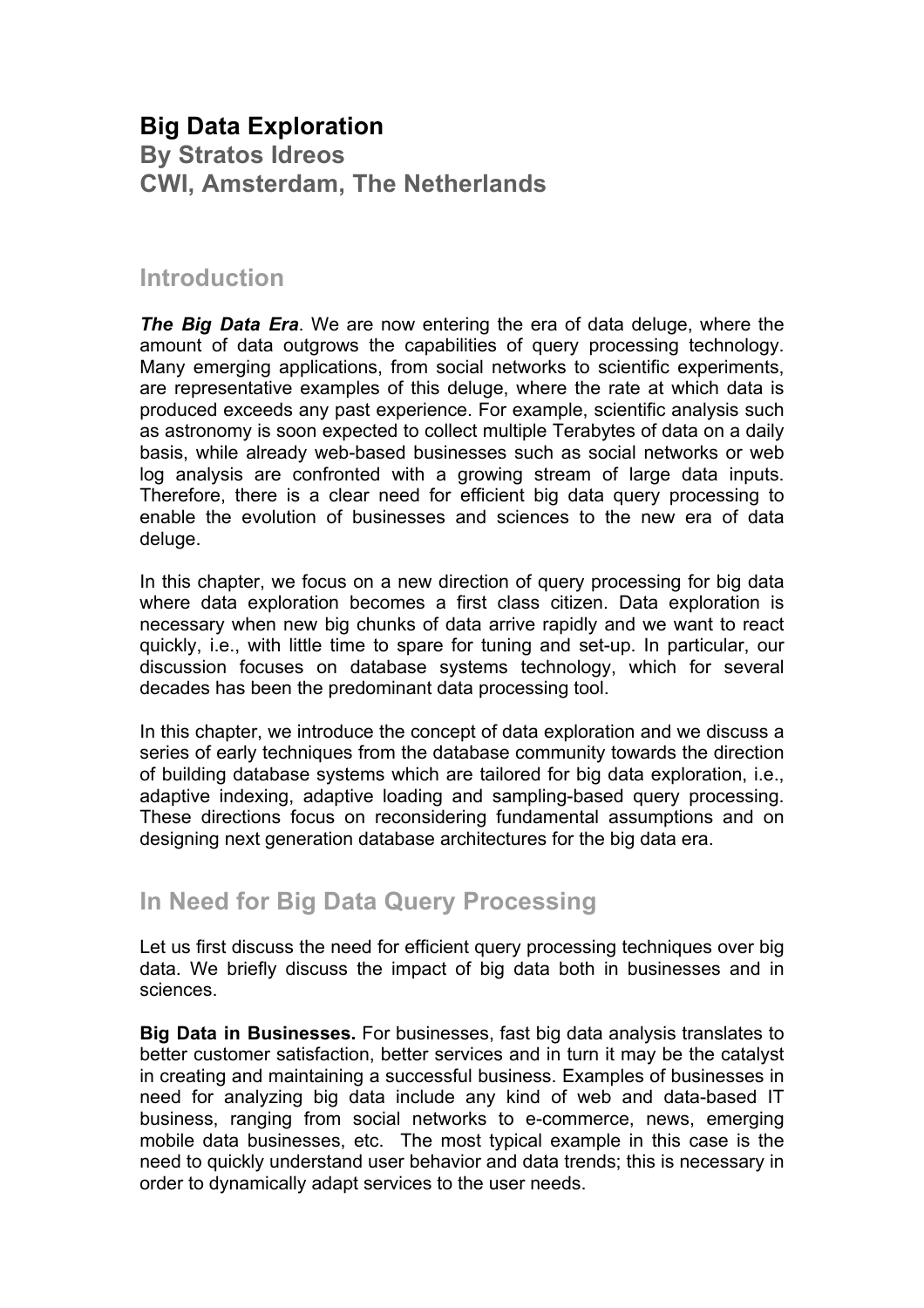# Big Data Exploration

**By Stratos Idreos**
**CWI, Amsterdam, The Netherlands**

## Introduction

***The Big Data Era***. We are now entering the era of data deluge, where the amount of data outgrows the capabilities of query processing technology. Many emerging applications, from social networks to scientific experiments, are representative examples of this deluge, where the rate at which data is produced exceeds any past experience. For example, scientific analysis such as astronomy is soon expected to collect multiple Terabytes of data on a daily basis, while already web-based businesses such as social networks or web log analysis are confronted with a growing stream of large data inputs. Therefore, there is a clear need for efficient big data query processing to enable the evolution of businesses and sciences to the new era of data deluge.

In this chapter, we focus on a new direction of query processing for big data where data exploration becomes a first class citizen. Data exploration is necessary when new big chunks of data arrive rapidly and we want to react quickly, i.e., with little time to spare for tuning and set-up. In particular, our discussion focuses on database systems technology, which for several decades has been the predominant data processing tool.

In this chapter, we introduce the concept of data exploration and we discuss a series of early techniques from the database community towards the direction of building database systems which are tailored for big data exploration, i.e., adaptive indexing, adaptive loading and sampling-based query processing. These directions focus on reconsidering fundamental assumptions and on designing next generation database architectures for the big data era.

## In Need for Big Data Query Processing

Let us first discuss the need for efficient query processing techniques over big data. We briefly discuss the impact of big data both in businesses and in sciences.

**Big Data in Businesses.** For businesses, fast big data analysis translates to better customer satisfaction, better services and in turn it may be the catalyst in creating and maintaining a successful business. Examples of businesses in need for analyzing big data include any kind of web and data-based IT business, ranging from social networks to e-commerce, news, emerging mobile data businesses, etc. The most typical example in this case is the need to quickly understand user behavior and data trends; this is necessary in order to dynamically adapt services to the user needs.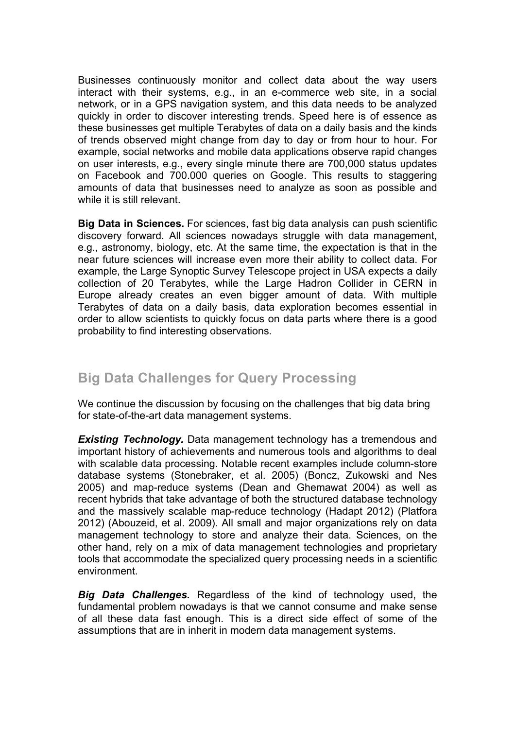Businesses continuously monitor and collect data about the way users interact with their systems, e.g., in an e-commerce web site, in a social network, or in a GPS navigation system, and this data needs to be analyzed quickly in order to discover interesting trends. Speed here is of essence as these businesses get multiple Terabytes of data on a daily basis and the kinds of trends observed might change from day to day or from hour to hour. For example, social networks and mobile data applications observe rapid changes on user interests, e.g., every single minute there are 700,000 status updates on Facebook and 700.000 queries on Google. This results to staggering amounts of data that businesses need to analyze as soon as possible and while it is still relevant.

**Big Data in Sciences.** For sciences, fast big data analysis can push scientific discovery forward. All sciences nowadays struggle with data management, e.g., astronomy, biology, etc. At the same time, the expectation is that in the near future sciences will increase even more their ability to collect data. For example, the Large Synoptic Survey Telescope project in USA expects a daily collection of 20 Terabytes, while the Large Hadron Collider in CERN in Europe already creates an even bigger amount of data. With multiple Terabytes of data on a daily basis, data exploration becomes essential in order to allow scientists to quickly focus on data parts where there is a good probability to find interesting observations.

## Big Data Challenges for Query Processing

We continue the discussion by focusing on the challenges that big data bring for state-of-the-art data management systems.

***Existing Technology.*** Data management technology has a tremendous and important history of achievements and numerous tools and algorithms to deal with scalable data processing. Notable recent examples include column-store database systems (Stonebraker, et al. 2005) (Boncz, Zukowski and Nes 2005) and map-reduce systems (Dean and Ghemawat 2004) as well as recent hybrids that take advantage of both the structured database technology and the massively scalable map-reduce technology (Hadapt 2012) (Platfora 2012) (Abouzeid, et al. 2009). All small and major organizations rely on data management technology to store and analyze their data. Sciences, on the other hand, rely on a mix of data management technologies and proprietary tools that accommodate the specialized query processing needs in a scientific environment.

***Big Data Challenges.*** Regardless of the kind of technology used, the fundamental problem nowadays is that we cannot consume and make sense of all these data fast enough. This is a direct side effect of some of the assumptions that are in inherit in modern data management systems.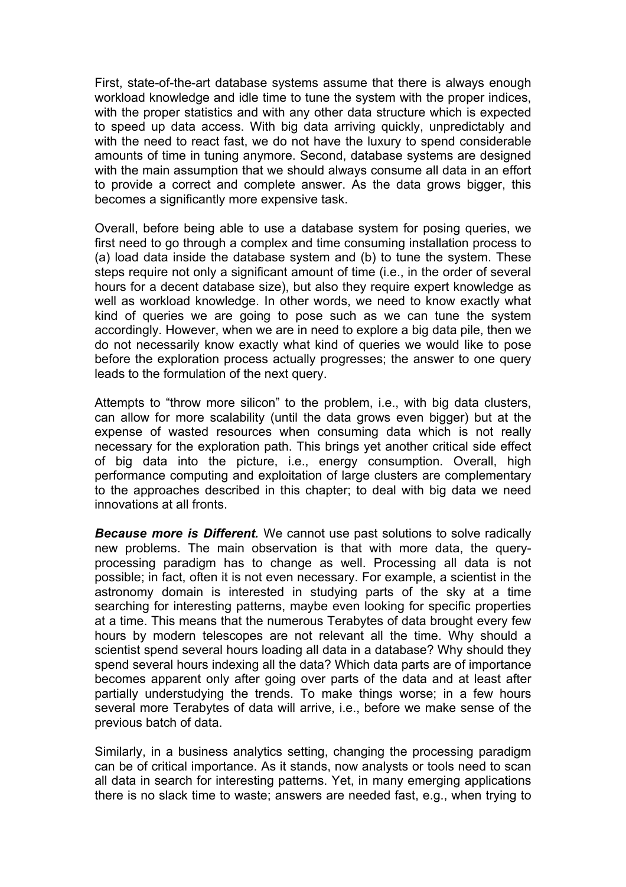First, state-of-the-art database systems assume that there is always enough workload knowledge and idle time to tune the system with the proper indices, with the proper statistics and with any other data structure which is expected to speed up data access. With big data arriving quickly, unpredictably and with the need to react fast, we do not have the luxury to spend considerable amounts of time in tuning anymore. Second, database systems are designed with the main assumption that we should always consume all data in an effort to provide a correct and complete answer. As the data grows bigger, this becomes a significantly more expensive task.

Overall, before being able to use a database system for posing queries, we first need to go through a complex and time consuming installation process to (a) load data inside the database system and (b) to tune the system. These steps require not only a significant amount of time (i.e., in the order of several hours for a decent database size), but also they require expert knowledge as well as workload knowledge. In other words, we need to know exactly what kind of queries we are going to pose such as we can tune the system accordingly. However, when we are in need to explore a big data pile, then we do not necessarily know exactly what kind of queries we would like to pose before the exploration process actually progresses; the answer to one query leads to the formulation of the next query.

Attempts to "throw more silicon" to the problem, i.e., with big data clusters, can allow for more scalability (until the data grows even bigger) but at the expense of wasted resources when consuming data which is not really necessary for the exploration path. This brings yet another critical side effect of big data into the picture, i.e., energy consumption. Overall, high performance computing and exploitation of large clusters are complementary to the approaches described in this chapter; to deal with big data we need innovations at all fronts.

***Because more is Different.*** We cannot use past solutions to solve radically new problems. The main observation is that with more data, the query-processing paradigm has to change as well. Processing all data is not possible; in fact, often it is not even necessary. For example, a scientist in the astronomy domain is interested in studying parts of the sky at a time searching for interesting patterns, maybe even looking for specific properties at a time. This means that the numerous Terabytes of data brought every few hours by modern telescopes are not relevant all the time. Why should a scientist spend several hours loading all data in a database? Why should they spend several hours indexing all the data? Which data parts are of importance becomes apparent only after going over parts of the data and at least after partially understudying the trends. To make things worse; in a few hours several more Terabytes of data will arrive, i.e., before we make sense of the previous batch of data.

Similarly, in a business analytics setting, changing the processing paradigm can be of critical importance. As it stands, now analysts or tools need to scan all data in search for interesting patterns. Yet, in many emerging applications there is no slack time to waste; answers are needed fast, e.g., when trying to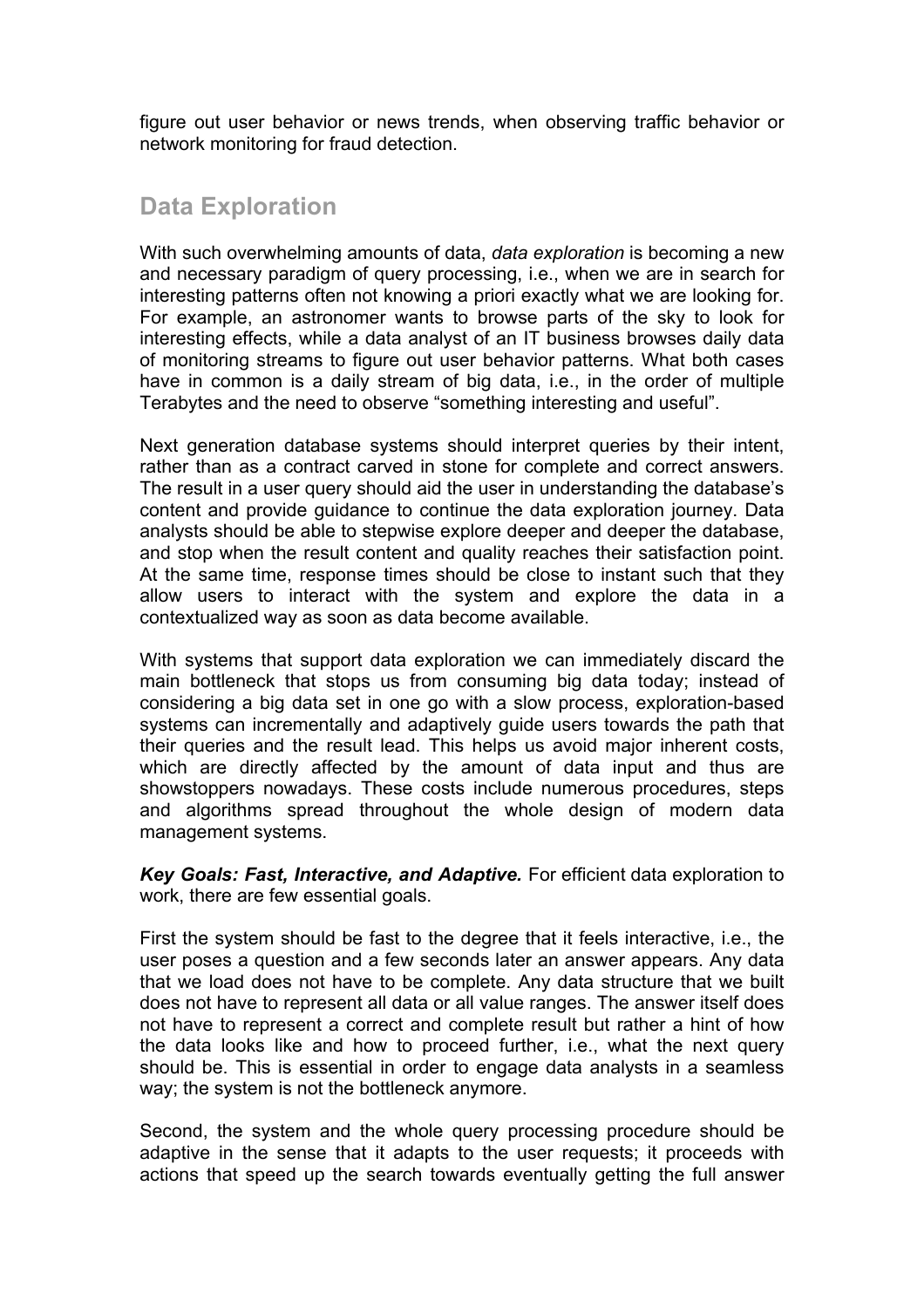figure out user behavior or news trends, when observing traffic behavior or network monitoring for fraud detection.

## Data Exploration

With such overwhelming amounts of data, *data exploration* is becoming a new and necessary paradigm of query processing, i.e., when we are in search for interesting patterns often not knowing a priori exactly what we are looking for. For example, an astronomer wants to browse parts of the sky to look for interesting effects, while a data analyst of an IT business browses daily data of monitoring streams to figure out user behavior patterns. What both cases have in common is a daily stream of big data, i.e., in the order of multiple Terabytes and the need to observe "something interesting and useful".

Next generation database systems should interpret queries by their intent, rather than as a contract carved in stone for complete and correct answers. The result in a user query should aid the user in understanding the database's content and provide guidance to continue the data exploration journey. Data analysts should be able to stepwise explore deeper and deeper the database, and stop when the result content and quality reaches their satisfaction point. At the same time, response times should be close to instant such that they allow users to interact with the system and explore the data in a contextualized way as soon as data become available.

With systems that support data exploration we can immediately discard the main bottleneck that stops us from consuming big data today; instead of considering a big data set in one go with a slow process, exploration-based systems can incrementally and adaptively guide users towards the path that their queries and the result lead. This helps us avoid major inherent costs, which are directly affected by the amount of data input and thus are showstoppers nowadays. These costs include numerous procedures, steps and algorithms spread throughout the whole design of modern data management systems.

***Key Goals: Fast, Interactive, and Adaptive.*** For efficient data exploration to work, there are few essential goals.

First the system should be fast to the degree that it feels interactive, i.e., the user poses a question and a few seconds later an answer appears. Any data that we load does not have to be complete. Any data structure that we built does not have to represent all data or all value ranges. The answer itself does not have to represent a correct and complete result but rather a hint of how the data looks like and how to proceed further, i.e., what the next query should be. This is essential in order to engage data analysts in a seamless way; the system is not the bottleneck anymore.

Second, the system and the whole query processing procedure should be adaptive in the sense that it adapts to the user requests; it proceeds with actions that speed up the search towards eventually getting the full answer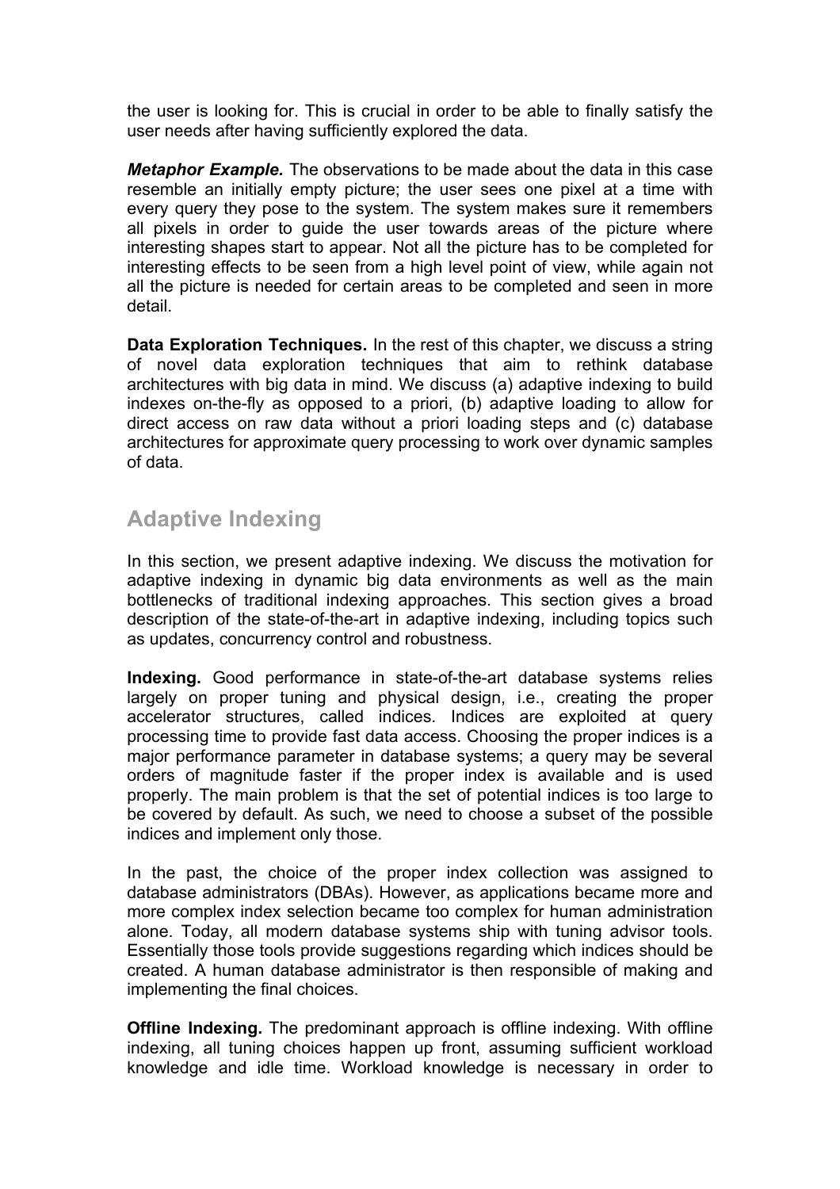the user is looking for. This is crucial in order to be able to finally satisfy the user needs after having sufficiently explored the data.

***Metaphor Example.*** The observations to be made about the data in this case resemble an initially empty picture; the user sees one pixel at a time with every query they pose to the system. The system makes sure it remembers all pixels in order to guide the user towards areas of the picture where interesting shapes start to appear. Not all the picture has to be completed for interesting effects to be seen from a high level point of view, while again not all the picture is needed for certain areas to be completed and seen in more detail.

**Data Exploration Techniques.** In the rest of this chapter, we discuss a string of novel data exploration techniques that aim to rethink database architectures with big data in mind. We discuss (a) adaptive indexing to build indexes on-the-fly as opposed to a priori, (b) adaptive loading to allow for direct access on raw data without a priori loading steps and (c) database architectures for approximate query processing to work over dynamic samples of data.

## Adaptive Indexing

In this section, we present adaptive indexing. We discuss the motivation for adaptive indexing in dynamic big data environments as well as the main bottlenecks of traditional indexing approaches. This section gives a broad description of the state-of-the-art in adaptive indexing, including topics such as updates, concurrency control and robustness.

**Indexing.** Good performance in state-of-the-art database systems relies largely on proper tuning and physical design, i.e., creating the proper accelerator structures, called indices. Indices are exploited at query processing time to provide fast data access. Choosing the proper indices is a major performance parameter in database systems; a query may be several orders of magnitude faster if the proper index is available and is used properly. The main problem is that the set of potential indices is too large to be covered by default. As such, we need to choose a subset of the possible indices and implement only those.

In the past, the choice of the proper index collection was assigned to database administrators (DBAs). However, as applications became more and more complex index selection became too complex for human administration alone. Today, all modern database systems ship with tuning advisor tools. Essentially those tools provide suggestions regarding which indices should be created. A human database administrator is then responsible of making and implementing the final choices.

**Offline Indexing.** The predominant approach is offline indexing. With offline indexing, all tuning choices happen up front, assuming sufficient workload knowledge and idle time. Workload knowledge is necessary in order to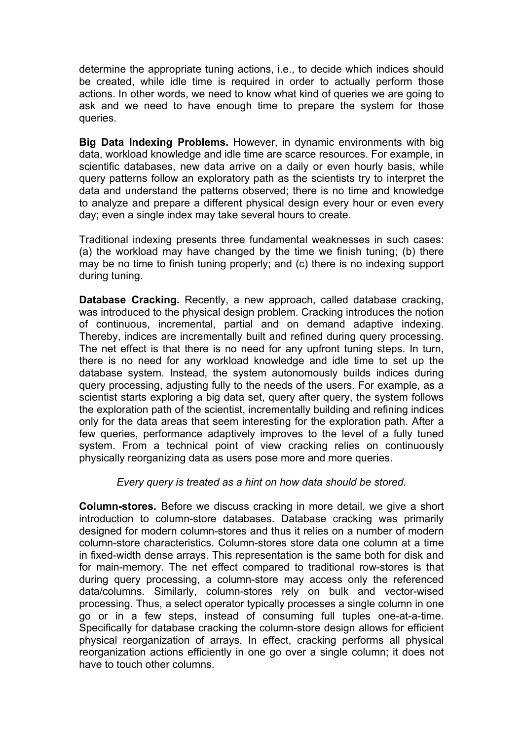determine the appropriate tuning actions, i.e., to decide which indices should be created, while idle time is required in order to actually perform those actions. In other words, we need to know what kind of queries we are going to ask and we need to have enough time to prepare the system for those queries.

**Big Data Indexing Problems.** However, in dynamic environments with big data, workload knowledge and idle time are scarce resources. For example, in scientific databases, new data arrive on a daily or even hourly basis, while query patterns follow an exploratory path as the scientists try to interpret the data and understand the patterns observed; there is no time and knowledge to analyze and prepare a different physical design every hour or even every day; even a single index may take several hours to create.

Traditional indexing presents three fundamental weaknesses in such cases: (a) the workload may have changed by the time we finish tuning; (b) there may be no time to finish tuning properly; and (c) there is no indexing support during tuning.

**Database Cracking.** Recently, a new approach, called database cracking, was introduced to the physical design problem. Cracking introduces the notion of continuous, incremental, partial and on demand adaptive indexing. Thereby, indices are incrementally built and refined during query processing. The net effect is that there is no need for any upfront tuning steps. In turn, there is no need for any workload knowledge and idle time to set up the database system. Instead, the system autonomously builds indices during query processing, adjusting fully to the needs of the users. For example, as a scientist starts exploring a big data set, query after query, the system follows the exploration path of the scientist, incrementally building and refining indices only for the data areas that seem interesting for the exploration path. After a few queries, performance adaptively improves to the level of a fully tuned system. From a technical point of view cracking relies on continuously physically reorganizing data as users pose more and more queries.

*Every query is treated as a hint on how data should be stored.*

**Column-stores.** Before we discuss cracking in more detail, we give a short introduction to column-store databases. Database cracking was primarily designed for modern column-stores and thus it relies on a number of modern column-store characteristics. Column-stores store data one column at a time in fixed-width dense arrays. This representation is the same both for disk and for main-memory. The net effect compared to traditional row-stores is that during query processing, a column-store may access only the referenced data/columns. Similarly, column-stores rely on bulk and vector-wised processing. Thus, a select operator typically processes a single column in one go or in a few steps, instead of consuming full tuples one-at-a-time. Specifically for database cracking the column-store design allows for efficient physical reorganization of arrays. In effect, cracking performs all physical reorganization actions efficiently in one go over a single column; it does not have to touch other columns.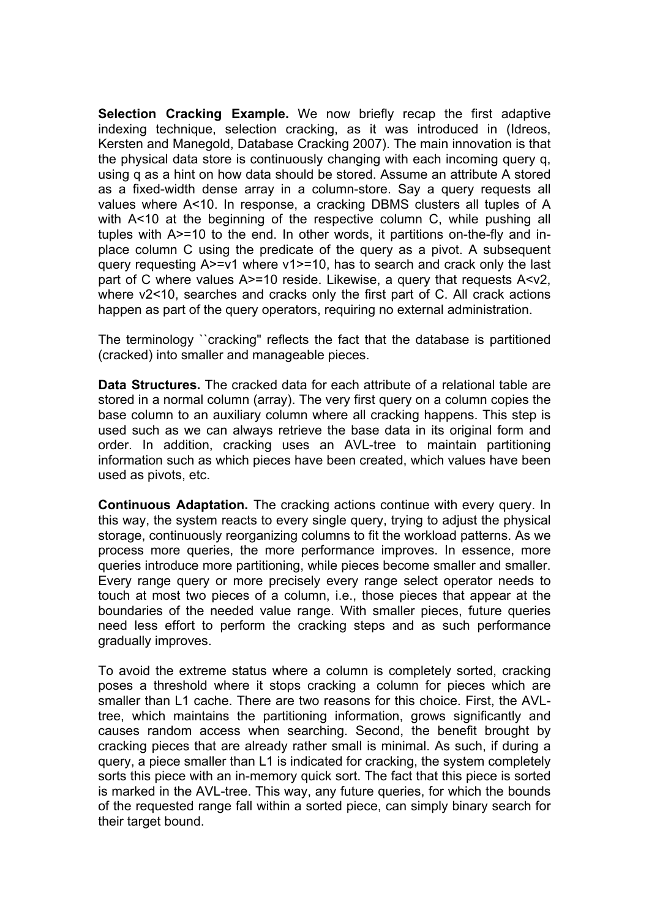**Selection Cracking Example.** We now briefly recap the first adaptive indexing technique, selection cracking, as it was introduced in (Idreos, Kersten and Manegold, Database Cracking 2007). The main innovation is that the physical data store is continuously changing with each incoming query q, using q as a hint on how data should be stored. Assume an attribute A stored as a fixed-width dense array in a column-store. Say a query requests all values where A<10. In response, a cracking DBMS clusters all tuples of A with A<10 at the beginning of the respective column C, while pushing all tuples with A>=10 to the end. In other words, it partitions on-the-fly and in-place column C using the predicate of the query as a pivot. A subsequent query requesting A>=v1 where v1>=10, has to search and crack only the last part of C where values A>=10 reside. Likewise, a query that requests A<v2, where v2<10, searches and cracks only the first part of C. All crack actions happen as part of the query operators, requiring no external administration.

The terminology ``cracking'' reflects the fact that the database is partitioned (cracked) into smaller and manageable pieces.

**Data Structures.** The cracked data for each attribute of a relational table are stored in a normal column (array). The very first query on a column copies the base column to an auxiliary column where all cracking happens. This step is used such as we can always retrieve the base data in its original form and order. In addition, cracking uses an AVL-tree to maintain partitioning information such as which pieces have been created, which values have been used as pivots, etc.

**Continuous Adaptation.** The cracking actions continue with every query. In this way, the system reacts to every single query, trying to adjust the physical storage, continuously reorganizing columns to fit the workload patterns. As we process more queries, the more performance improves. In essence, more queries introduce more partitioning, while pieces become smaller and smaller. Every range query or more precisely every range select operator needs to touch at most two pieces of a column, i.e., those pieces that appear at the boundaries of the needed value range. With smaller pieces, future queries need less effort to perform the cracking steps and as such performance gradually improves.

To avoid the extreme status where a column is completely sorted, cracking poses a threshold where it stops cracking a column for pieces which are smaller than L1 cache. There are two reasons for this choice. First, the AVL-tree, which maintains the partitioning information, grows significantly and causes random access when searching. Second, the benefit brought by cracking pieces that are already rather small is minimal. As such, if during a query, a piece smaller than L1 is indicated for cracking, the system completely sorts this piece with an in-memory quick sort. The fact that this piece is sorted is marked in the AVL-tree. This way, any future queries, for which the bounds of the requested range fall within a sorted piece, can simply binary search for their target bound.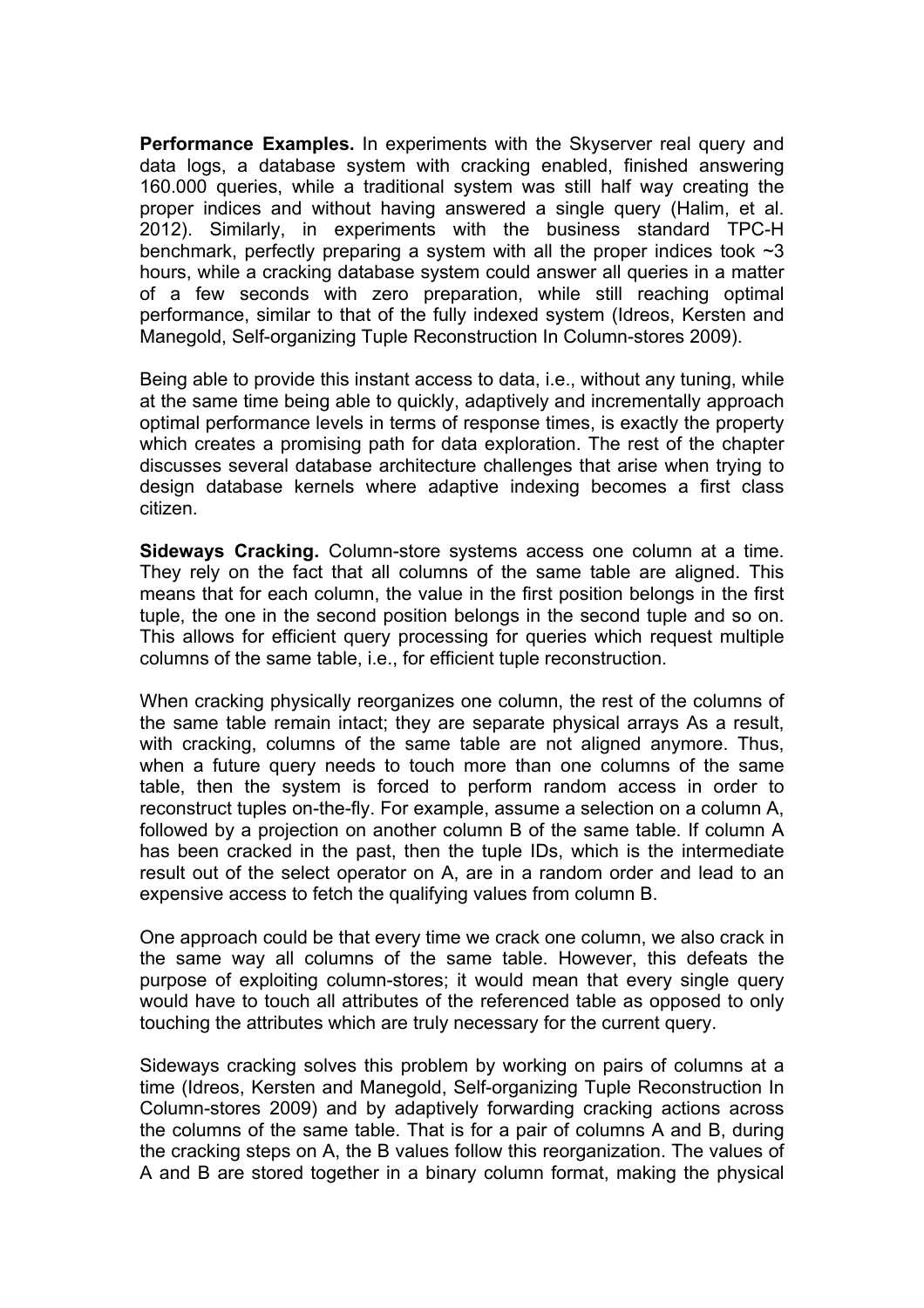**Performance Examples.** In experiments with the Skyserver real query and data logs, a database system with cracking enabled, finished answering 160.000 queries, while a traditional system was still half way creating the proper indices and without having answered a single query (Halim, et al. 2012). Similarly, in experiments with the business standard TPC-H benchmark, perfectly preparing a system with all the proper indices took ~3 hours, while a cracking database system could answer all queries in a matter of a few seconds with zero preparation, while still reaching optimal performance, similar to that of the fully indexed system (Idreos, Kersten and Manegold, Self-organizing Tuple Reconstruction In Column-stores 2009).

Being able to provide this instant access to data, i.e., without any tuning, while at the same time being able to quickly, adaptively and incrementally approach optimal performance levels in terms of response times, is exactly the property which creates a promising path for data exploration. The rest of the chapter discusses several database architecture challenges that arise when trying to design database kernels where adaptive indexing becomes a first class citizen.

**Sideways Cracking.** Column-store systems access one column at a time. They rely on the fact that all columns of the same table are aligned. This means that for each column, the value in the first position belongs in the first tuple, the one in the second position belongs in the second tuple and so on. This allows for efficient query processing for queries which request multiple columns of the same table, i.e., for efficient tuple reconstruction.

When cracking physically reorganizes one column, the rest of the columns of the same table remain intact; they are separate physical arrays As a result, with cracking, columns of the same table are not aligned anymore. Thus, when a future query needs to touch more than one columns of the same table, then the system is forced to perform random access in order to reconstruct tuples on-the-fly. For example, assume a selection on a column A, followed by a projection on another column B of the same table. If column A has been cracked in the past, then the tuple IDs, which is the intermediate result out of the select operator on A, are in a random order and lead to an expensive access to fetch the qualifying values from column B.

One approach could be that every time we crack one column, we also crack in the same way all columns of the same table. However, this defeats the purpose of exploiting column-stores; it would mean that every single query would have to touch all attributes of the referenced table as opposed to only touching the attributes which are truly necessary for the current query.

Sideways cracking solves this problem by working on pairs of columns at a time (Idreos, Kersten and Manegold, Self-organizing Tuple Reconstruction In Column-stores 2009) and by adaptively forwarding cracking actions across the columns of the same table. That is for a pair of columns A and B, during the cracking steps on A, the B values follow this reorganization. The values of A and B are stored together in a binary column format, making the physical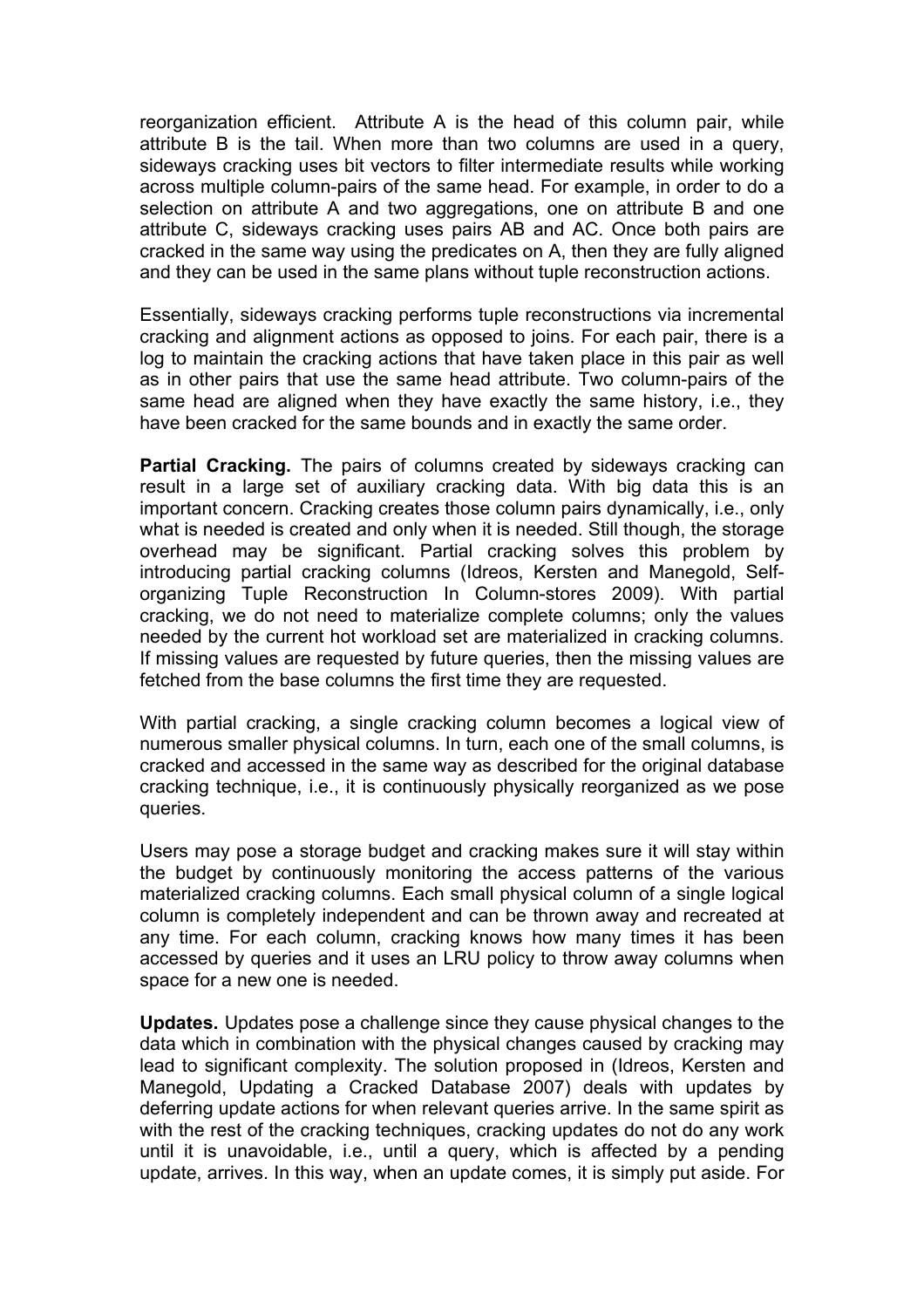reorganization efficient. Attribute A is the head of this column pair, while attribute B is the tail. When more than two columns are used in a query, sideways cracking uses bit vectors to filter intermediate results while working across multiple column-pairs of the same head. For example, in order to do a selection on attribute A and two aggregations, one on attribute B and one attribute C, sideways cracking uses pairs AB and AC. Once both pairs are cracked in the same way using the predicates on A, then they are fully aligned and they can be used in the same plans without tuple reconstruction actions.

Essentially, sideways cracking performs tuple reconstructions via incremental cracking and alignment actions as opposed to joins. For each pair, there is a log to maintain the cracking actions that have taken place in this pair as well as in other pairs that use the same head attribute. Two column-pairs of the same head are aligned when they have exactly the same history, i.e., they have been cracked for the same bounds and in exactly the same order.

**Partial Cracking.** The pairs of columns created by sideways cracking can result in a large set of auxiliary cracking data. With big data this is an important concern. Cracking creates those column pairs dynamically, i.e., only what is needed is created and only when it is needed. Still though, the storage overhead may be significant. Partial cracking solves this problem by introducing partial cracking columns (Idreos, Kersten and Manegold, Self-organizing Tuple Reconstruction In Column-stores 2009). With partial cracking, we do not need to materialize complete columns; only the values needed by the current hot workload set are materialized in cracking columns. If missing values are requested by future queries, then the missing values are fetched from the base columns the first time they are requested.

With partial cracking, a single cracking column becomes a logical view of numerous smaller physical columns. In turn, each one of the small columns, is cracked and accessed in the same way as described for the original database cracking technique, i.e., it is continuously physically reorganized as we pose queries.

Users may pose a storage budget and cracking makes sure it will stay within the budget by continuously monitoring the access patterns of the various materialized cracking columns. Each small physical column of a single logical column is completely independent and can be thrown away and recreated at any time. For each column, cracking knows how many times it has been accessed by queries and it uses an LRU policy to throw away columns when space for a new one is needed.

**Updates.** Updates pose a challenge since they cause physical changes to the data which in combination with the physical changes caused by cracking may lead to significant complexity. The solution proposed in (Idreos, Kersten and Manegold, Updating a Cracked Database 2007) deals with updates by deferring update actions for when relevant queries arrive. In the same spirit as with the rest of the cracking techniques, cracking updates do not do any work until it is unavoidable, i.e., until a query, which is affected by a pending update, arrives. In this way, when an update comes, it is simply put aside. For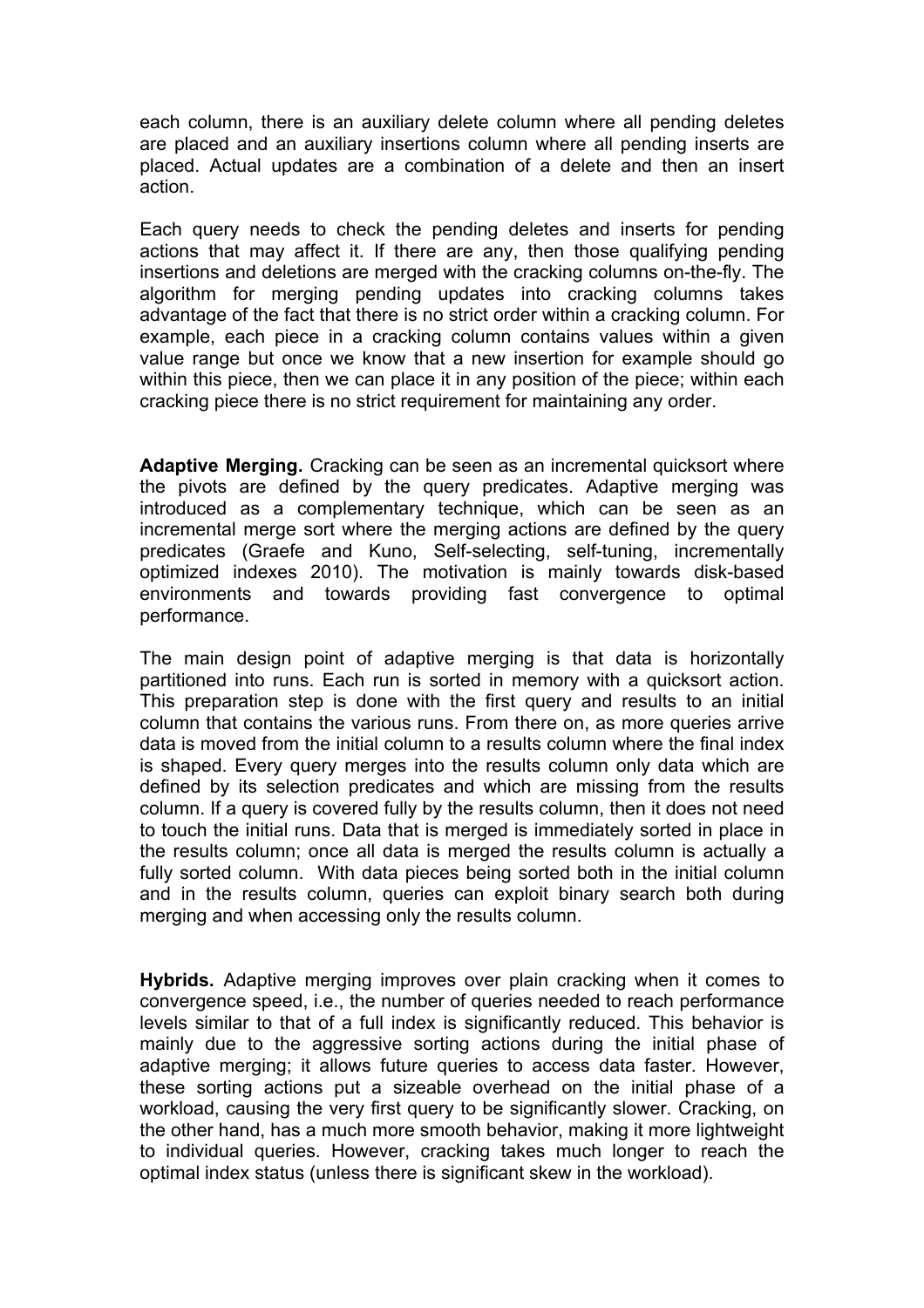each column, there is an auxiliary delete column where all pending deletes are placed and an auxiliary insertions column where all pending inserts are placed. Actual updates are a combination of a delete and then an insert action.

Each query needs to check the pending deletes and inserts for pending actions that may affect it. If there are any, then those qualifying pending insertions and deletions are merged with the cracking columns on-the-fly. The algorithm for merging pending updates into cracking columns takes advantage of the fact that there is no strict order within a cracking column. For example, each piece in a cracking column contains values within a given value range but once we know that a new insertion for example should go within this piece, then we can place it in any position of the piece; within each cracking piece there is no strict requirement for maintaining any order.

**Adaptive Merging.** Cracking can be seen as an incremental quicksort where the pivots are defined by the query predicates. Adaptive merging was introduced as a complementary technique, which can be seen as an incremental merge sort where the merging actions are defined by the query predicates (Graefe and Kuno, Self-selecting, self-tuning, incrementally optimized indexes 2010). The motivation is mainly towards disk-based environments and towards providing fast convergence to optimal performance.

The main design point of adaptive merging is that data is horizontally partitioned into runs. Each run is sorted in memory with a quicksort action. This preparation step is done with the first query and results to an initial column that contains the various runs. From there on, as more queries arrive data is moved from the initial column to a results column where the final index is shaped. Every query merges into the results column only data which are defined by its selection predicates and which are missing from the results column. If a query is covered fully by the results column, then it does not need to touch the initial runs. Data that is merged is immediately sorted in place in the results column; once all data is merged the results column is actually a fully sorted column. With data pieces being sorted both in the initial column and in the results column, queries can exploit binary search both during merging and when accessing only the results column.

**Hybrids.** Adaptive merging improves over plain cracking when it comes to convergence speed, i.e., the number of queries needed to reach performance levels similar to that of a full index is significantly reduced. This behavior is mainly due to the aggressive sorting actions during the initial phase of adaptive merging; it allows future queries to access data faster. However, these sorting actions put a sizeable overhead on the initial phase of a workload, causing the very first query to be significantly slower. Cracking, on the other hand, has a much more smooth behavior, making it more lightweight to individual queries. However, cracking takes much longer to reach the optimal index status (unless there is significant skew in the workload).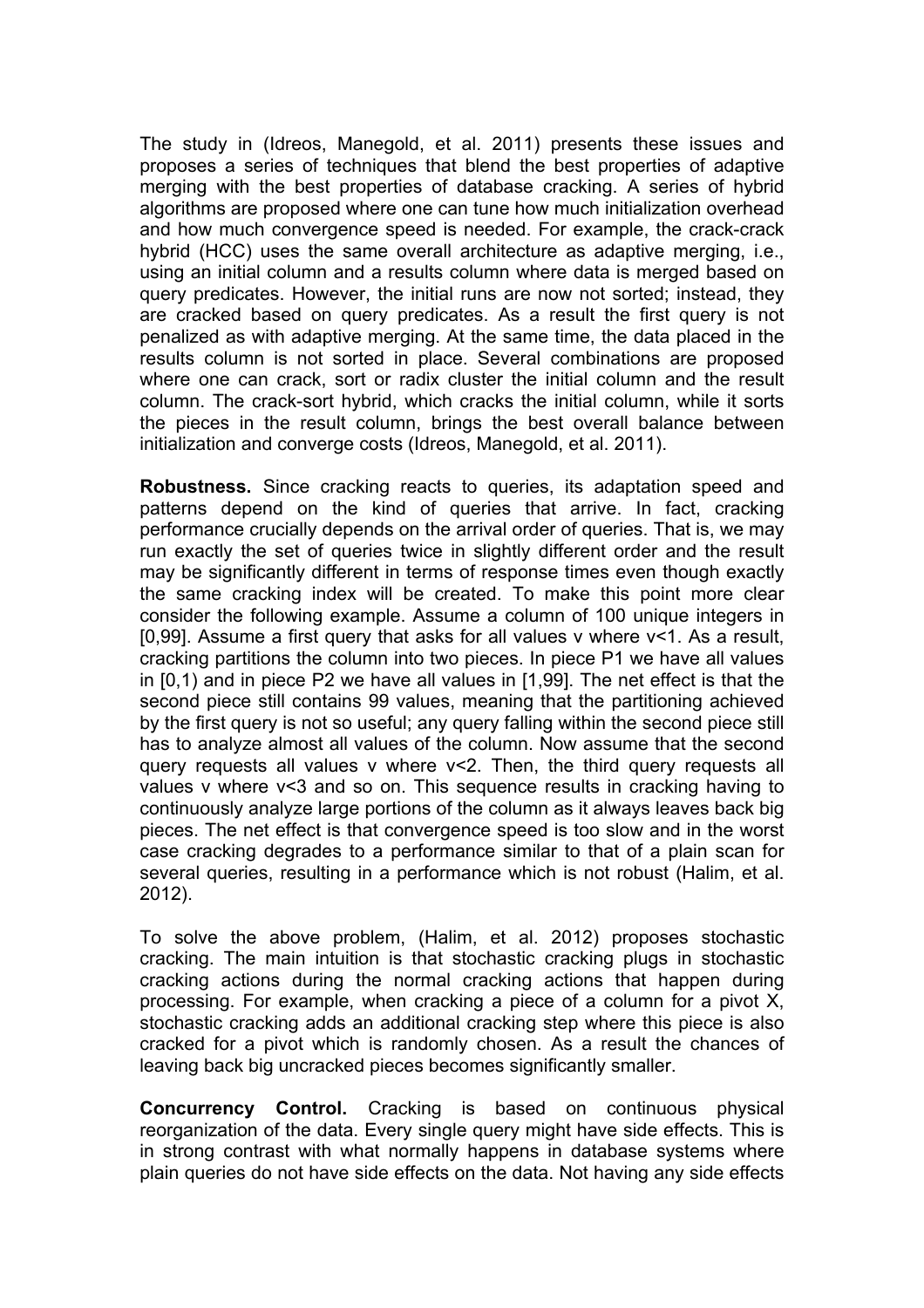The study in (Idreos, Manegold, et al. 2011) presents these issues and proposes a series of techniques that blend the best properties of adaptive merging with the best properties of database cracking. A series of hybrid algorithms are proposed where one can tune how much initialization overhead and how much convergence speed is needed. For example, the crack-crack hybrid (HCC) uses the same overall architecture as adaptive merging, i.e., using an initial column and a results column where data is merged based on query predicates. However, the initial runs are now not sorted; instead, they are cracked based on query predicates. As a result the first query is not penalized as with adaptive merging. At the same time, the data placed in the results column is not sorted in place. Several combinations are proposed where one can crack, sort or radix cluster the initial column and the result column. The crack-sort hybrid, which cracks the initial column, while it sorts the pieces in the result column, brings the best overall balance between initialization and converge costs (Idreos, Manegold, et al. 2011).

**Robustness.** Since cracking reacts to queries, its adaptation speed and patterns depend on the kind of queries that arrive. In fact, cracking performance crucially depends on the arrival order of queries. That is, we may run exactly the set of queries twice in slightly different order and the result may be significantly different in terms of response times even though exactly the same cracking index will be created. To make this point more clear consider the following example. Assume a column of 100 unique integers in [0,99]. Assume a first query that asks for all values v where v<1. As a result, cracking partitions the column into two pieces. In piece P1 we have all values in [0,1) and in piece P2 we have all values in [1,99]. The net effect is that the second piece still contains 99 values, meaning that the partitioning achieved by the first query is not so useful; any query falling within the second piece still has to analyze almost all values of the column. Now assume that the second query requests all values v where v<2. Then, the third query requests all values v where v<3 and so on. This sequence results in cracking having to continuously analyze large portions of the column as it always leaves back big pieces. The net effect is that convergence speed is too slow and in the worst case cracking degrades to a performance similar to that of a plain scan for several queries, resulting in a performance which is not robust (Halim, et al. 2012).

To solve the above problem, (Halim, et al. 2012) proposes stochastic cracking. The main intuition is that stochastic cracking plugs in stochastic cracking actions during the normal cracking actions that happen during processing. For example, when cracking a piece of a column for a pivot X, stochastic cracking adds an additional cracking step where this piece is also cracked for a pivot which is randomly chosen. As a result the chances of leaving back big uncracked pieces becomes significantly smaller.

**Concurrency Control.** Cracking is based on continuous physical reorganization of the data. Every single query might have side effects. This is in strong contrast with what normally happens in database systems where plain queries do not have side effects on the data. Not having any side effects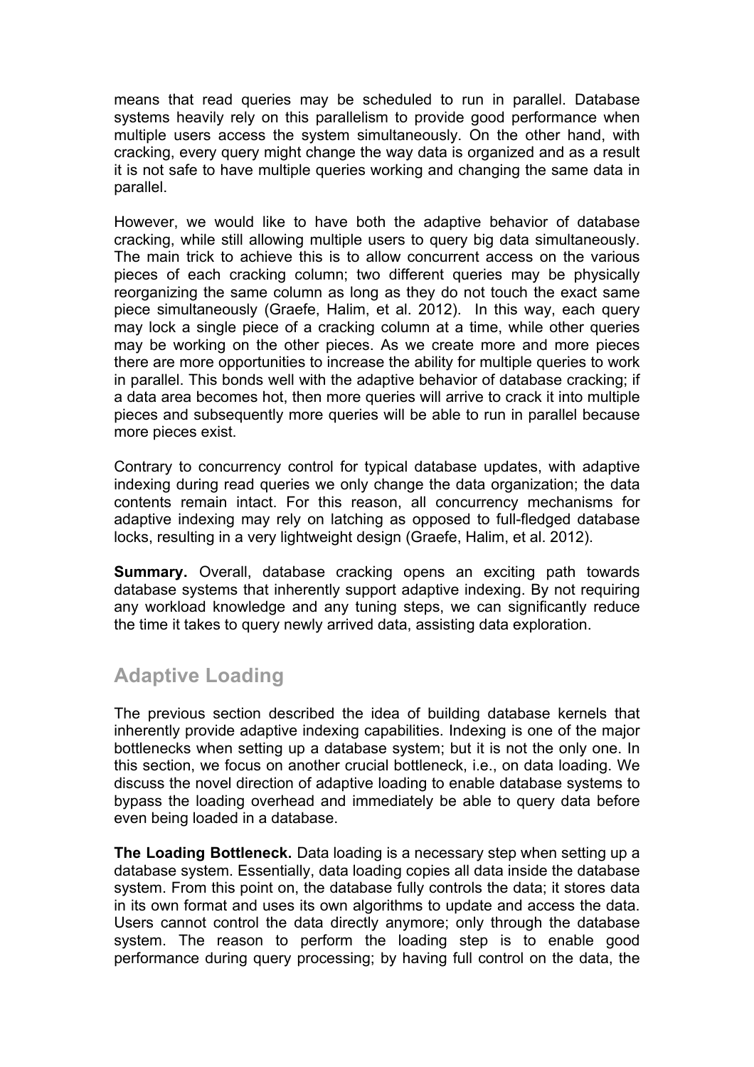means that read queries may be scheduled to run in parallel. Database systems heavily rely on this parallelism to provide good performance when multiple users access the system simultaneously. On the other hand, with cracking, every query might change the way data is organized and as a result it is not safe to have multiple queries working and changing the same data in parallel.

However, we would like to have both the adaptive behavior of database cracking, while still allowing multiple users to query big data simultaneously. The main trick to achieve this is to allow concurrent access on the various pieces of each cracking column; two different queries may be physically reorganizing the same column as long as they do not touch the exact same piece simultaneously (Graefe, Halim, et al. 2012). In this way, each query may lock a single piece of a cracking column at a time, while other queries may be working on the other pieces. As we create more and more pieces there are more opportunities to increase the ability for multiple queries to work in parallel. This bonds well with the adaptive behavior of database cracking; if a data area becomes hot, then more queries will arrive to crack it into multiple pieces and subsequently more queries will be able to run in parallel because more pieces exist.

Contrary to concurrency control for typical database updates, with adaptive indexing during read queries we only change the data organization; the data contents remain intact. For this reason, all concurrency mechanisms for adaptive indexing may rely on latching as opposed to full-fledged database locks, resulting in a very lightweight design (Graefe, Halim, et al. 2012).

**Summary.** Overall, database cracking opens an exciting path towards database systems that inherently support adaptive indexing. By not requiring any workload knowledge and any tuning steps, we can significantly reduce the time it takes to query newly arrived data, assisting data exploration.

## Adaptive Loading

The previous section described the idea of building database kernels that inherently provide adaptive indexing capabilities. Indexing is one of the major bottlenecks when setting up a database system; but it is not the only one. In this section, we focus on another crucial bottleneck, i.e., on data loading. We discuss the novel direction of adaptive loading to enable database systems to bypass the loading overhead and immediately be able to query data before even being loaded in a database.

**The Loading Bottleneck.** Data loading is a necessary step when setting up a database system. Essentially, data loading copies all data inside the database system. From this point on, the database fully controls the data; it stores data in its own format and uses its own algorithms to update and access the data. Users cannot control the data directly anymore; only through the database system. The reason to perform the loading step is to enable good performance during query processing; by having full control on the data, the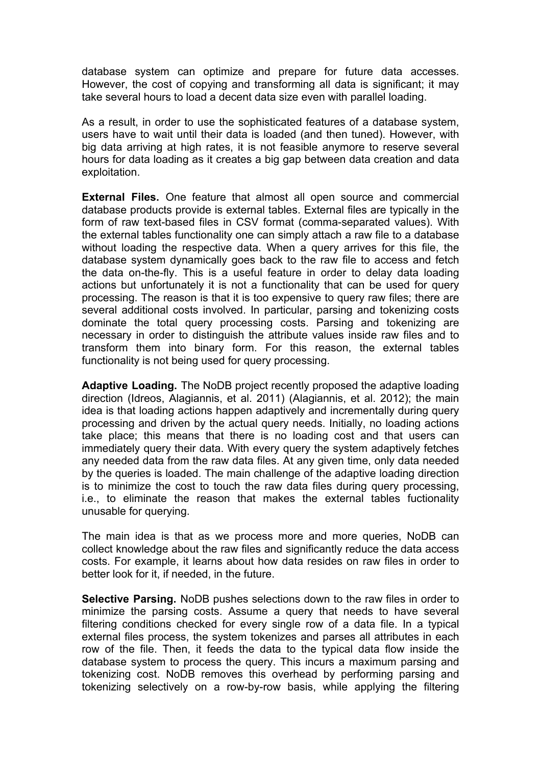database system can optimize and prepare for future data accesses. However, the cost of copying and transforming all data is significant; it may take several hours to load a decent data size even with parallel loading.

As a result, in order to use the sophisticated features of a database system, users have to wait until their data is loaded (and then tuned). However, with big data arriving at high rates, it is not feasible anymore to reserve several hours for data loading as it creates a big gap between data creation and data exploitation.

**External Files.** One feature that almost all open source and commercial database products provide is external tables. External files are typically in the form of raw text-based files in CSV format (comma-separated values). With the external tables functionality one can simply attach a raw file to a database without loading the respective data. When a query arrives for this file, the database system dynamically goes back to the raw file to access and fetch the data on-the-fly. This is a useful feature in order to delay data loading actions but unfortunately it is not a functionality that can be used for query processing. The reason is that it is too expensive to query raw files; there are several additional costs involved. In particular, parsing and tokenizing costs dominate the total query processing costs. Parsing and tokenizing are necessary in order to distinguish the attribute values inside raw files and to transform them into binary form. For this reason, the external tables functionality is not being used for query processing.

**Adaptive Loading.** The NoDB project recently proposed the adaptive loading direction (Idreos, Alagiannis, et al. 2011) (Alagiannis, et al. 2012); the main idea is that loading actions happen adaptively and incrementally during query processing and driven by the actual query needs. Initially, no loading actions take place; this means that there is no loading cost and that users can immediately query their data. With every query the system adaptively fetches any needed data from the raw data files. At any given time, only data needed by the queries is loaded. The main challenge of the adaptive loading direction is to minimize the cost to touch the raw data files during query processing, i.e., to eliminate the reason that makes the external tables fuctionality unusable for querying.

The main idea is that as we process more and more queries, NoDB can collect knowledge about the raw files and significantly reduce the data access costs. For example, it learns about how data resides on raw files in order to better look for it, if needed, in the future.

**Selective Parsing.** NoDB pushes selections down to the raw files in order to minimize the parsing costs. Assume a query that needs to have several filtering conditions checked for every single row of a data file. In a typical external files process, the system tokenizes and parses all attributes in each row of the file. Then, it feeds the data to the typical data flow inside the database system to process the query. This incurs a maximum parsing and tokenizing cost. NoDB removes this overhead by performing parsing and tokenizing selectively on a row-by-row basis, while applying the filtering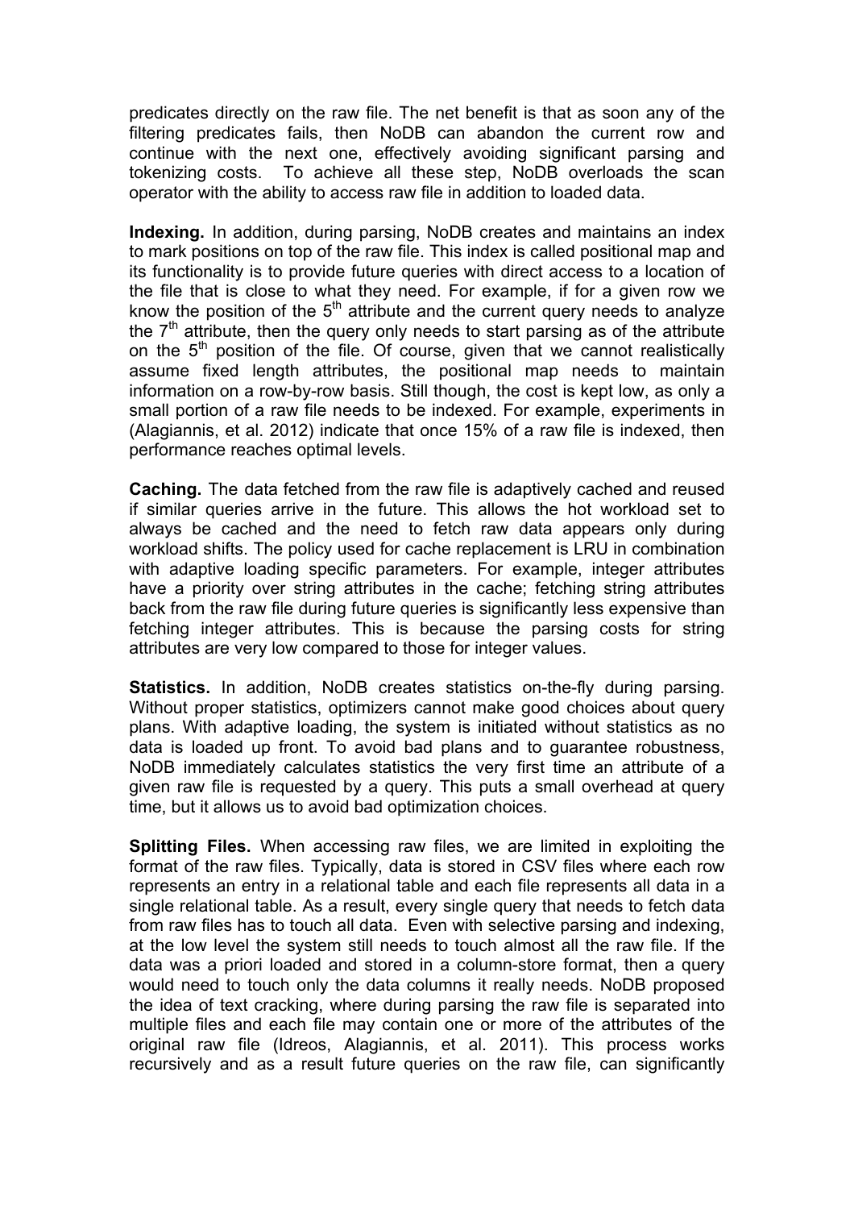predicates directly on the raw file. The net benefit is that as soon any of the filtering predicates fails, then NoDB can abandon the current row and continue with the next one, effectively avoiding significant parsing and tokenizing costs. To achieve all these step, NoDB overloads the scan operator with the ability to access raw file in addition to loaded data.

**Indexing.** In addition, during parsing, NoDB creates and maintains an index to mark positions on top of the raw file. This index is called positional map and its functionality is to provide future queries with direct access to a location of the file that is close to what they need. For example, if for a given row we know the position of the 5th attribute and the current query needs to analyze the 7th attribute, then the query only needs to start parsing as of the attribute on the 5th position of the file. Of course, given that we cannot realistically assume fixed length attributes, the positional map needs to maintain information on a row-by-row basis. Still though, the cost is kept low, as only a small portion of a raw file needs to be indexed. For example, experiments in (Alagiannis, et al. 2012) indicate that once 15% of a raw file is indexed, then performance reaches optimal levels.

**Caching.** The data fetched from the raw file is adaptively cached and reused if similar queries arrive in the future. This allows the hot workload set to always be cached and the need to fetch raw data appears only during workload shifts. The policy used for cache replacement is LRU in combination with adaptive loading specific parameters. For example, integer attributes have a priority over string attributes in the cache; fetching string attributes back from the raw file during future queries is significantly less expensive than fetching integer attributes. This is because the parsing costs for string attributes are very low compared to those for integer values.

**Statistics.** In addition, NoDB creates statistics on-the-fly during parsing. Without proper statistics, optimizers cannot make good choices about query plans. With adaptive loading, the system is initiated without statistics as no data is loaded up front. To avoid bad plans and to guarantee robustness, NoDB immediately calculates statistics the very first time an attribute of a given raw file is requested by a query. This puts a small overhead at query time, but it allows us to avoid bad optimization choices.

**Splitting Files.** When accessing raw files, we are limited in exploiting the format of the raw files. Typically, data is stored in CSV files where each row represents an entry in a relational table and each file represents all data in a single relational table. As a result, every single query that needs to fetch data from raw files has to touch all data. Even with selective parsing and indexing, at the low level the system still needs to touch almost all the raw file. If the data was a priori loaded and stored in a column-store format, then a query would need to touch only the data columns it really needs. NoDB proposed the idea of text cracking, where during parsing the raw file is separated into multiple files and each file may contain one or more of the attributes of the original raw file (Idreos, Alagiannis, et al. 2011). This process works recursively and as a result future queries on the raw file, can significantly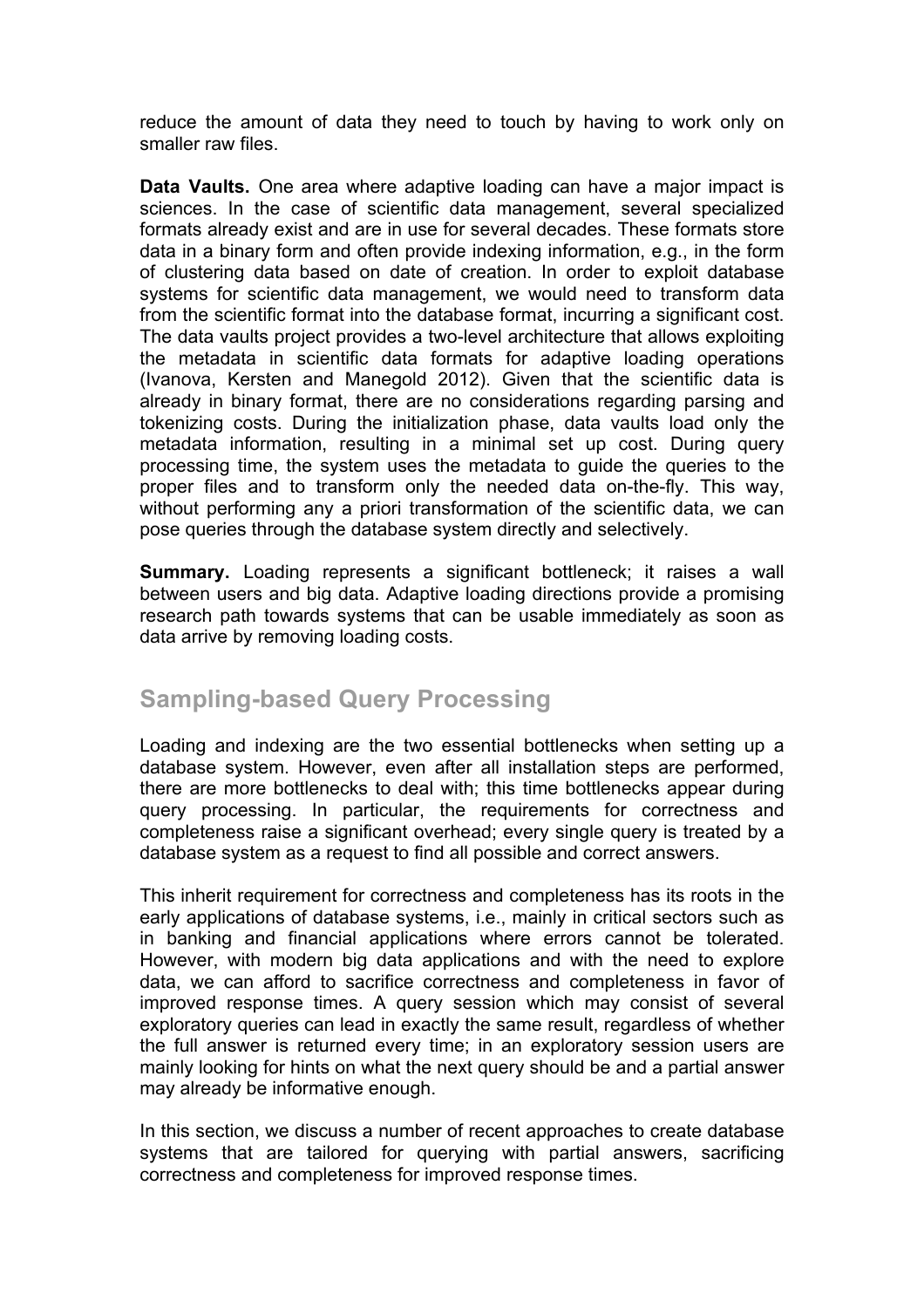reduce the amount of data they need to touch by having to work only on smaller raw files.

**Data Vaults.** One area where adaptive loading can have a major impact is sciences. In the case of scientific data management, several specialized formats already exist and are in use for several decades. These formats store data in a binary form and often provide indexing information, e.g., in the form of clustering data based on date of creation. In order to exploit database systems for scientific data management, we would need to transform data from the scientific format into the database format, incurring a significant cost. The data vaults project provides a two-level architecture that allows exploiting the metadata in scientific data formats for adaptive loading operations (Ivanova, Kersten and Manegold 2012). Given that the scientific data is already in binary format, there are no considerations regarding parsing and tokenizing costs. During the initialization phase, data vaults load only the metadata information, resulting in a minimal set up cost. During query processing time, the system uses the metadata to guide the queries to the proper files and to transform only the needed data on-the-fly. This way, without performing any a priori transformation of the scientific data, we can pose queries through the database system directly and selectively.

**Summary.** Loading represents a significant bottleneck; it raises a wall between users and big data. Adaptive loading directions provide a promising research path towards systems that can be usable immediately as soon as data arrive by removing loading costs.

## Sampling-based Query Processing

Loading and indexing are the two essential bottlenecks when setting up a database system. However, even after all installation steps are performed, there are more bottlenecks to deal with; this time bottlenecks appear during query processing. In particular, the requirements for correctness and completeness raise a significant overhead; every single query is treated by a database system as a request to find all possible and correct answers.

This inherit requirement for correctness and completeness has its roots in the early applications of database systems, i.e., mainly in critical sectors such as in banking and financial applications where errors cannot be tolerated. However, with modern big data applications and with the need to explore data, we can afford to sacrifice correctness and completeness in favor of improved response times. A query session which may consist of several exploratory queries can lead in exactly the same result, regardless of whether the full answer is returned every time; in an exploratory session users are mainly looking for hints on what the next query should be and a partial answer may already be informative enough.

In this section, we discuss a number of recent approaches to create database systems that are tailored for querying with partial answers, sacrificing correctness and completeness for improved response times.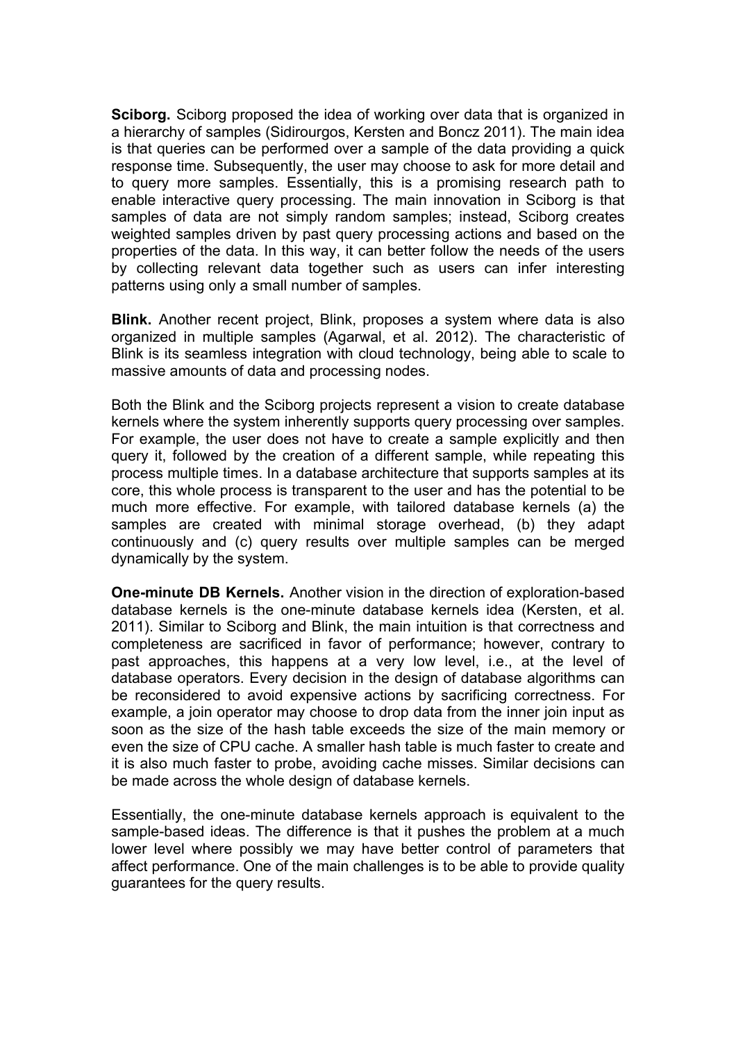**Sciborg.** Sciborg proposed the idea of working over data that is organized in a hierarchy of samples (Sidirourgos, Kersten and Boncz 2011). The main idea is that queries can be performed over a sample of the data providing a quick response time. Subsequently, the user may choose to ask for more detail and to query more samples. Essentially, this is a promising research path to enable interactive query processing. The main innovation in Sciborg is that samples of data are not simply random samples; instead, Sciborg creates weighted samples driven by past query processing actions and based on the properties of the data. In this way, it can better follow the needs of the users by collecting relevant data together such as users can infer interesting patterns using only a small number of samples.

**Blink.** Another recent project, Blink, proposes a system where data is also organized in multiple samples (Agarwal, et al. 2012). The characteristic of Blink is its seamless integration with cloud technology, being able to scale to massive amounts of data and processing nodes.

Both the Blink and the Sciborg projects represent a vision to create database kernels where the system inherently supports query processing over samples. For example, the user does not have to create a sample explicitly and then query it, followed by the creation of a different sample, while repeating this process multiple times. In a database architecture that supports samples at its core, this whole process is transparent to the user and has the potential to be much more effective. For example, with tailored database kernels (a) the samples are created with minimal storage overhead, (b) they adapt continuously and (c) query results over multiple samples can be merged dynamically by the system.

**One-minute DB Kernels.** Another vision in the direction of exploration-based database kernels is the one-minute database kernels idea (Kersten, et al. 2011). Similar to Sciborg and Blink, the main intuition is that correctness and completeness are sacrificed in favor of performance; however, contrary to past approaches, this happens at a very low level, i.e., at the level of database operators. Every decision in the design of database algorithms can be reconsidered to avoid expensive actions by sacrificing correctness. For example, a join operator may choose to drop data from the inner join input as soon as the size of the hash table exceeds the size of the main memory or even the size of CPU cache. A smaller hash table is much faster to create and it is also much faster to probe, avoiding cache misses. Similar decisions can be made across the whole design of database kernels.

Essentially, the one-minute database kernels approach is equivalent to the sample-based ideas. The difference is that it pushes the problem at a much lower level where possibly we may have better control of parameters that affect performance. One of the main challenges is to be able to provide quality guarantees for the query results.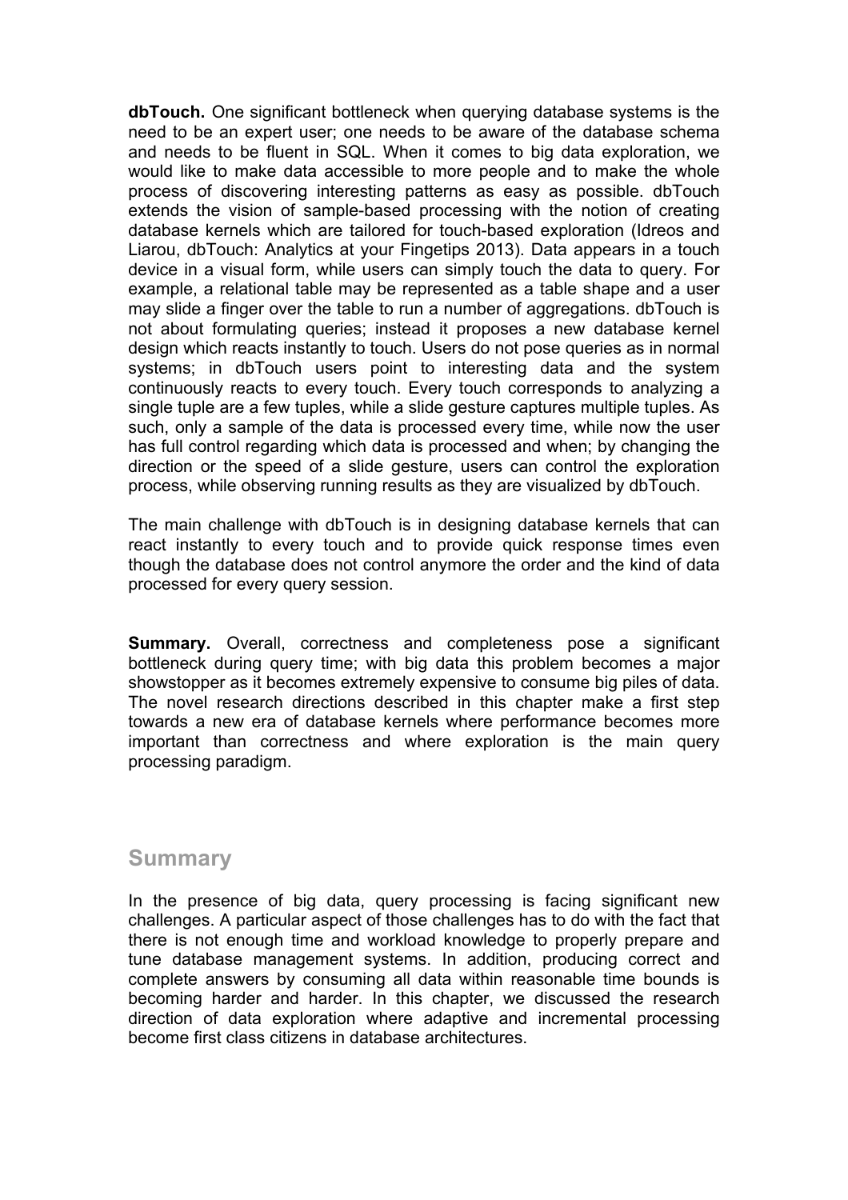**dbTouch.** One significant bottleneck when querying database systems is the need to be an expert user; one needs to be aware of the database schema and needs to be fluent in SQL. When it comes to big data exploration, we would like to make data accessible to more people and to make the whole process of discovering interesting patterns as easy as possible. dbTouch extends the vision of sample-based processing with the notion of creating database kernels which are tailored for touch-based exploration (Idreos and Liarou, dbTouch: Analytics at your Fingetips 2013). Data appears in a touch device in a visual form, while users can simply touch the data to query. For example, a relational table may be represented as a table shape and a user may slide a finger over the table to run a number of aggregations. dbTouch is not about formulating queries; instead it proposes a new database kernel design which reacts instantly to touch. Users do not pose queries as in normal systems; in dbTouch users point to interesting data and the system continuously reacts to every touch. Every touch corresponds to analyzing a single tuple are a few tuples, while a slide gesture captures multiple tuples. As such, only a sample of the data is processed every time, while now the user has full control regarding which data is processed and when; by changing the direction or the speed of a slide gesture, users can control the exploration process, while observing running results as they are visualized by dbTouch.

The main challenge with dbTouch is in designing database kernels that can react instantly to every touch and to provide quick response times even though the database does not control anymore the order and the kind of data processed for every query session.

**Summary.** Overall, correctness and completeness pose a significant bottleneck during query time; with big data this problem becomes a major showstopper as it becomes extremely expensive to consume big piles of data. The novel research directions described in this chapter make a first step towards a new era of database kernels where performance becomes more important than correctness and where exploration is the main query processing paradigm.

## Summary

In the presence of big data, query processing is facing significant new challenges. A particular aspect of those challenges has to do with the fact that there is not enough time and workload knowledge to properly prepare and tune database management systems. In addition, producing correct and complete answers by consuming all data within reasonable time bounds is becoming harder and harder. In this chapter, we discussed the research direction of data exploration where adaptive and incremental processing become first class citizens in database architectures.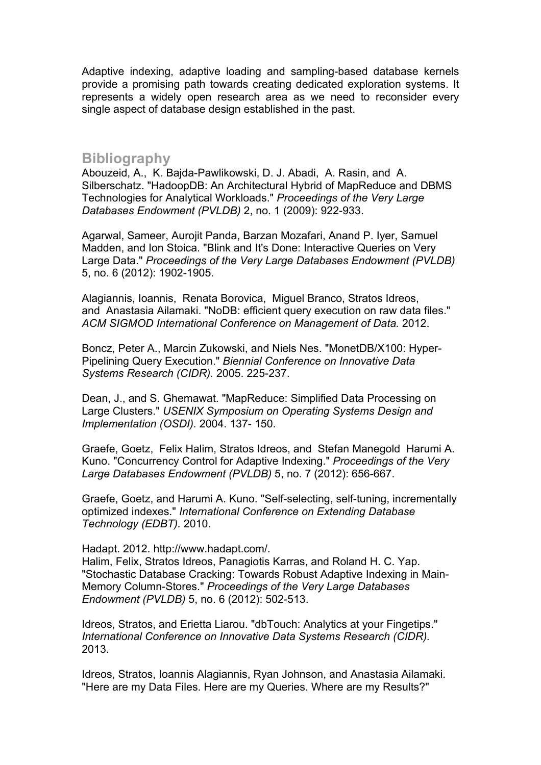Adaptive indexing, adaptive loading and sampling-based database kernels provide a promising path towards creating dedicated exploration systems. It represents a widely open research area as we need to reconsider every single aspect of database design established in the past.

## Bibliography

Abouzeid, A., K. Bajda-Pawlikowski, D. J. Abadi, A. Rasin, and A. Silberschatz. "HadoopDB: An Architectural Hybrid of MapReduce and DBMS Technologies for Analytical Workloads." *Proceedings of the Very Large Databases Endowment (PVLDB)* 2, no. 1 (2009): 922-933.

Agarwal, Sameer, Aurojit Panda, Barzan Mozafari, Anand P. Iyer, Samuel Madden, and Ion Stoica. "Blink and It's Done: Interactive Queries on Very Large Data." *Proceedings of the Very Large Databases Endowment (PVLDB)* 5, no. 6 (2012): 1902-1905.

Alagiannis, Ioannis, Renata Borovica, Miguel Branco, Stratos Idreos, and Anastasia Ailamaki. "NoDB: efficient query execution on raw data files." *ACM SIGMOD International Conference on Management of Data.* 2012.

Boncz, Peter A., Marcin Zukowski, and Niels Nes. "MonetDB/X100: Hyper-Pipelining Query Execution." *Biennial Conference on Innovative Data Systems Research (CIDR).* 2005. 225-237.

Dean, J., and S. Ghemawat. "MapReduce: Simplified Data Processing on Large Clusters." *USENIX Symposium on Operating Systems Design and Implementation (OSDI).* 2004. 137- 150.

Graefe, Goetz, Felix Halim, Stratos Idreos, and Stefan Manegold Harumi A. Kuno. "Concurrency Control for Adaptive Indexing." *Proceedings of the Very Large Databases Endowment (PVLDB)* 5, no. 7 (2012): 656-667.

Graefe, Goetz, and Harumi A. Kuno. "Self-selecting, self-tuning, incrementally optimized indexes." *International Conference on Extending Database Technology (EDBT).* 2010.

Hadapt. 2012. http://www.hadapt.com/.
Halim, Felix, Stratos Idreos, Panagiotis Karras, and Roland H. C. Yap. "Stochastic Database Cracking: Towards Robust Adaptive Indexing in Main-Memory Column-Stores." *Proceedings of the Very Large Databases Endowment (PVLDB)* 5, no. 6 (2012): 502-513.

Idreos, Stratos, and Erietta Liarou. "dbTouch: Analytics at your Fingetips." *International Conference on Innovative Data Systems Research (CIDR).* 2013.

Idreos, Stratos, Ioannis Alagiannis, Ryan Johnson, and Anastasia Ailamaki. "Here are my Data Files. Here are my Queries. Where are my Results?"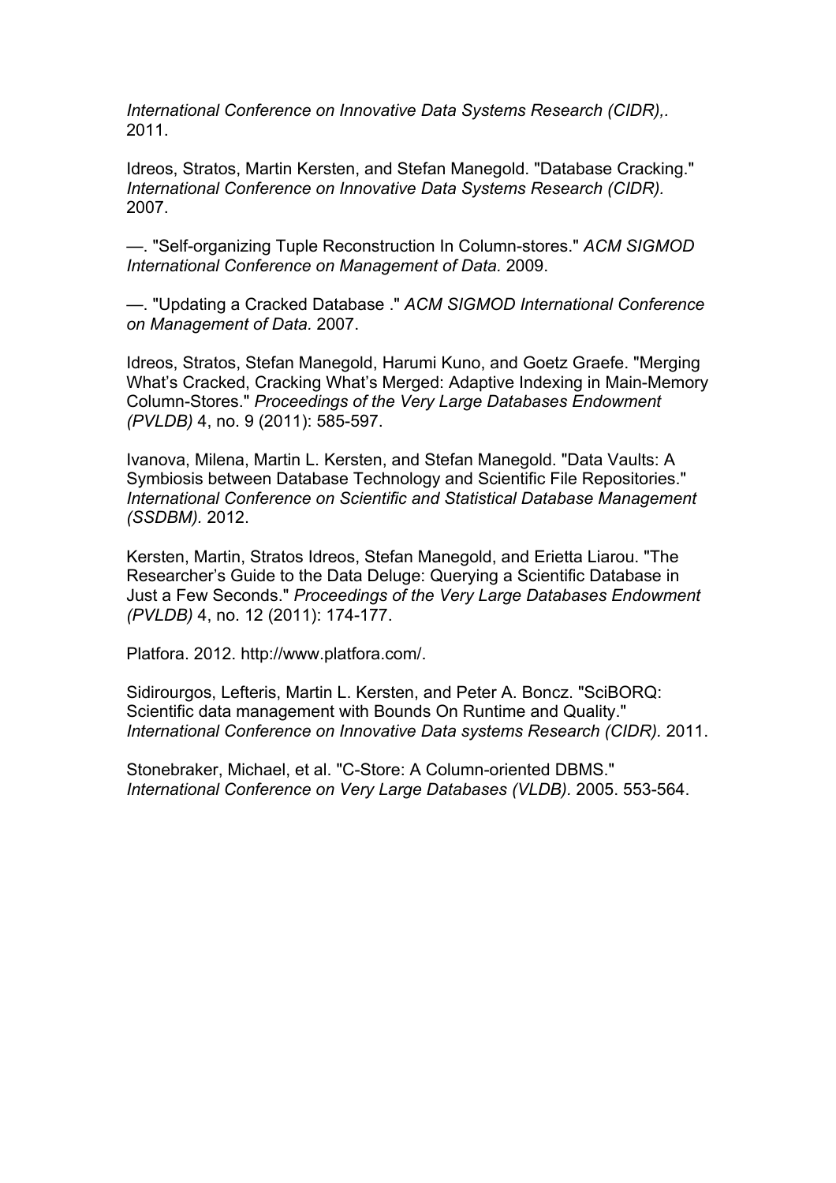*International Conference on Innovative Data Systems Research (CIDR),.* 2011.

Idreos, Stratos, Martin Kersten, and Stefan Manegold. "Database Cracking." *International Conference on Innovative Data Systems Research (CIDR).* 2007.

—. "Self-organizing Tuple Reconstruction In Column-stores." *ACM SIGMOD International Conference on Management of Data.* 2009.

—. "Updating a Cracked Database ." *ACM SIGMOD International Conference on Management of Data.* 2007.

Idreos, Stratos, Stefan Manegold, Harumi Kuno, and Goetz Graefe. "Merging What's Cracked, Cracking What's Merged: Adaptive Indexing in Main-Memory Column-Stores." *Proceedings of the Very Large Databases Endowment (PVLDB)* 4, no. 9 (2011): 585-597.

Ivanova, Milena, Martin L. Kersten, and Stefan Manegold. "Data Vaults: A Symbiosis between Database Technology and Scientific File Repositories." *International Conference on Scientific and Statistical Database Management (SSDBM).* 2012.

Kersten, Martin, Stratos Idreos, Stefan Manegold, and Erietta Liarou. "The Researcher's Guide to the Data Deluge: Querying a Scientific Database in Just a Few Seconds." *Proceedings of the Very Large Databases Endowment (PVLDB)* 4, no. 12 (2011): 174-177.

Platfora. 2012. http://www.platfora.com/.

Sidirourgos, Lefteris, Martin L. Kersten, and Peter A. Boncz. "SciBORQ: Scientific data management with Bounds On Runtime and Quality." *International Conference on Innovative Data systems Research (CIDR).* 2011.

Stonebraker, Michael, et al. "C-Store: A Column-oriented DBMS." *International Conference on Very Large Databases (VLDB).* 2005. 553-564.